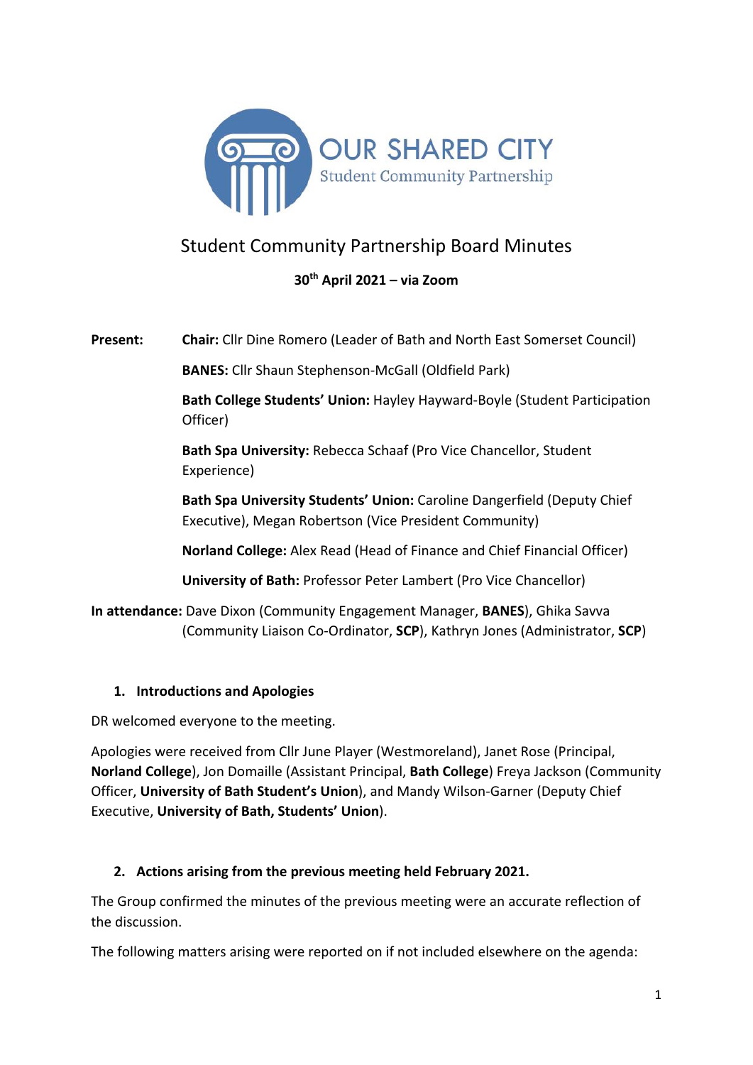OUR SHARED CITY

Student Community Partnership

# Student Community Partnership Board Minutes

**30th April 2021 – via Zoom**

**Present:** **Chair:** Cllr Dine Romero (Leader of Bath and North East Somerset Council)

**BANES:** Cllr Shaun Stephenson-McGall (Oldfield Park)

**Bath College Students' Union:** Hayley Hayward-Boyle (Student Participation Officer)

**Bath Spa University:** Rebecca Schaaf (Pro Vice Chancellor, Student Experience)

**Bath Spa University Students' Union:** Caroline Dangerfield (Deputy Chief Executive), Megan Robertson (Vice President Community)

**Norland College:** Alex Read (Head of Finance and Chief Financial Officer)

**University of Bath:** Professor Peter Lambert (Pro Vice Chancellor)

**In attendance:** Dave Dixon (Community Engagement Manager, **BANES**), Ghika Savva (Community Liaison Co-Ordinator, **SCP**), Kathryn Jones (Administrator, **SCP**)

## 1. Introductions and Apologies

DR welcomed everyone to the meeting.

Apologies were received from Cllr June Player (Westmoreland), Janet Rose (Principal, **Norland College**), Jon Domaille (Assistant Principal, **Bath College**) Freya Jackson (Community Officer, **University of Bath Student's Union**), and Mandy Wilson-Garner (Deputy Chief Executive, **University of Bath, Students' Union**).

## 2. Actions arising from the previous meeting held February 2021.

The Group confirmed the minutes of the previous meeting were an accurate reflection of the discussion.

The following matters arising were reported on if not included elsewhere on the agenda: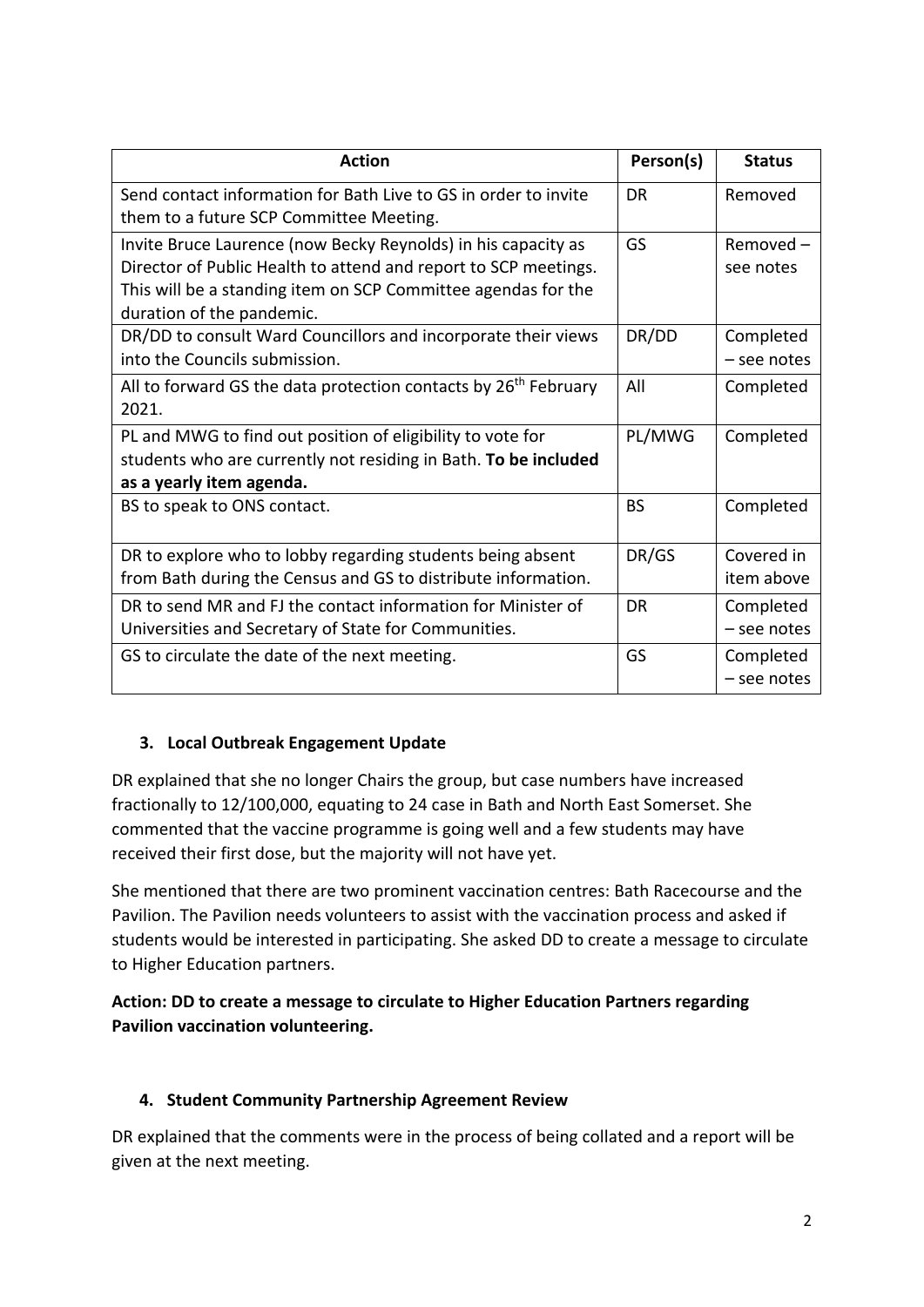| Action | Person(s) | Status |
|---|---|---|
| Send contact information for Bath Live to GS in order to invite them to a future SCP Committee Meeting. | DR | Removed |
| Invite Bruce Laurence (now Becky Reynolds) in his capacity as Director of Public Health to attend and report to SCP meetings. This will be a standing item on SCP Committee agendas for the duration of the pandemic. | GS | Removed – see notes |
| DR/DD to consult Ward Councillors and incorporate their views into the Councils submission. | DR/DD | Completed – see notes |
| All to forward GS the data protection contacts by 26th February 2021. | All | Completed |
| PL and MWG to find out position of eligibility to vote for students who are currently not residing in Bath. **To be included as a yearly item agenda.** | PL/MWG | Completed |
| BS to speak to ONS contact. | BS | Completed |
| DR to explore who to lobby regarding students being absent from Bath during the Census and GS to distribute information. | DR/GS | Covered in item above |
| DR to send MR and FJ the contact information for Minister of Universities and Secretary of State for Communities. | DR | Completed – see notes |
| GS to circulate the date of the next meeting. | GS | Completed – see notes |

### 3. Local Outbreak Engagement Update

DR explained that she no longer Chairs the group, but case numbers have increased fractionally to 12/100,000, equating to 24 case in Bath and North East Somerset. She commented that the vaccine programme is going well and a few students may have received their first dose, but the majority will not have yet.

She mentioned that there are two prominent vaccination centres: Bath Racecourse and the Pavilion. The Pavilion needs volunteers to assist with the vaccination process and asked if students would be interested in participating. She asked DD to create a message to circulate to Higher Education partners.

**Action: DD to create a message to circulate to Higher Education Partners regarding Pavilion vaccination volunteering.**

### 4. Student Community Partnership Agreement Review

DR explained that the comments were in the process of being collated and a report will be given at the next meeting.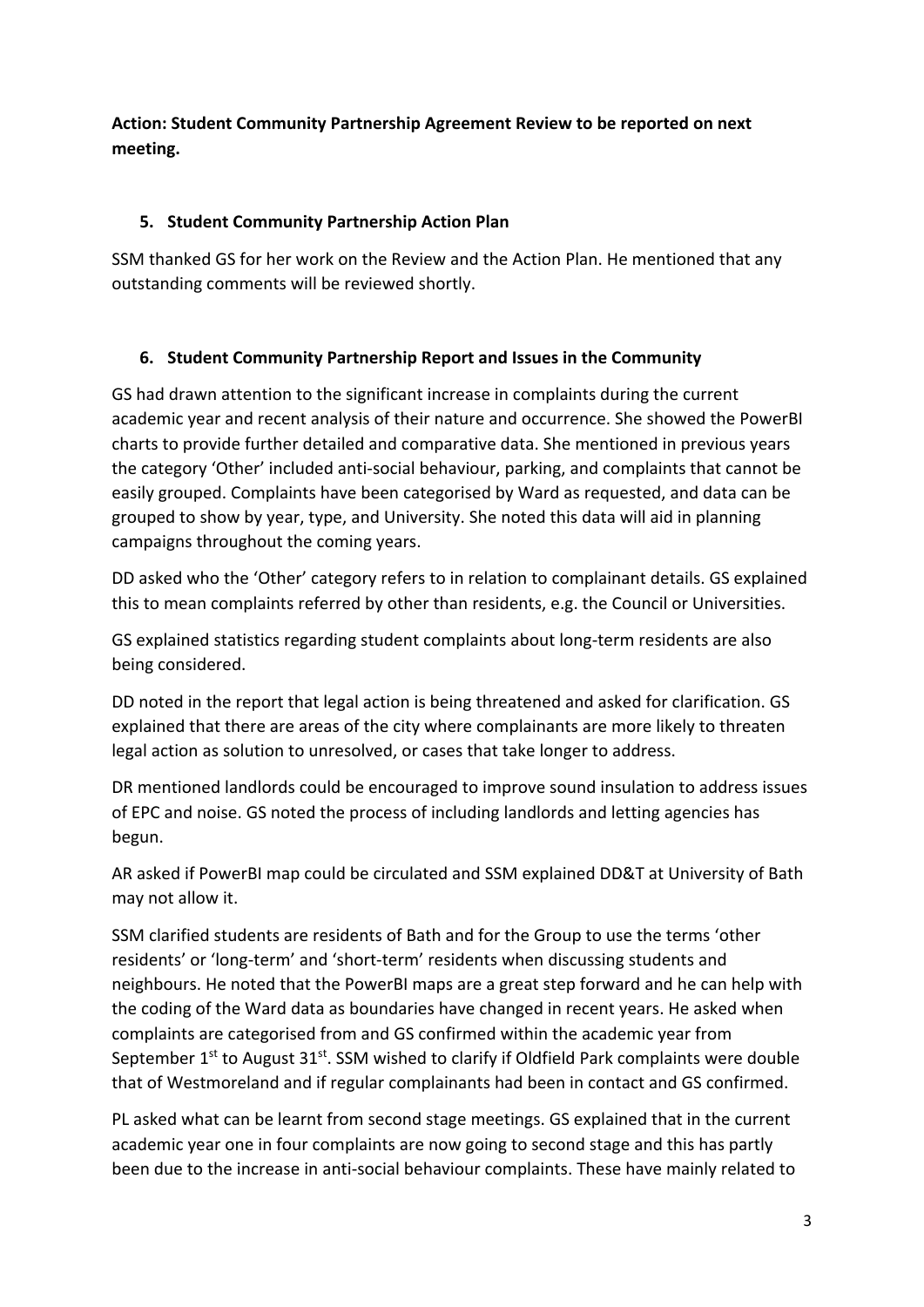**Action: Student Community Partnership Agreement Review to be reported on next meeting.**

## 5. Student Community Partnership Action Plan

SSM thanked GS for her work on the Review and the Action Plan. He mentioned that any outstanding comments will be reviewed shortly.

## 6. Student Community Partnership Report and Issues in the Community

GS had drawn attention to the significant increase in complaints during the current academic year and recent analysis of their nature and occurrence. She showed the PowerBI charts to provide further detailed and comparative data. She mentioned in previous years the category 'Other' included anti-social behaviour, parking, and complaints that cannot be easily grouped. Complaints have been categorised by Ward as requested, and data can be grouped to show by year, type, and University. She noted this data will aid in planning campaigns throughout the coming years.

DD asked who the 'Other' category refers to in relation to complainant details. GS explained this to mean complaints referred by other than residents, e.g. the Council or Universities.

GS explained statistics regarding student complaints about long-term residents are also being considered.

DD noted in the report that legal action is being threatened and asked for clarification. GS explained that there are areas of the city where complainants are more likely to threaten legal action as solution to unresolved, or cases that take longer to address.

DR mentioned landlords could be encouraged to improve sound insulation to address issues of EPC and noise. GS noted the process of including landlords and letting agencies has begun.

AR asked if PowerBI map could be circulated and SSM explained DD&T at University of Bath may not allow it.

SSM clarified students are residents of Bath and for the Group to use the terms 'other residents' or 'long-term' and 'short-term' residents when discussing students and neighbours. He noted that the PowerBI maps are a great step forward and he can help with the coding of the Ward data as boundaries have changed in recent years. He asked when complaints are categorised from and GS confirmed within the academic year from September 1st to August 31st. SSM wished to clarify if Oldfield Park complaints were double that of Westmoreland and if regular complainants had been in contact and GS confirmed.

PL asked what can be learnt from second stage meetings. GS explained that in the current academic year one in four complaints are now going to second stage and this has partly been due to the increase in anti-social behaviour complaints. These have mainly related to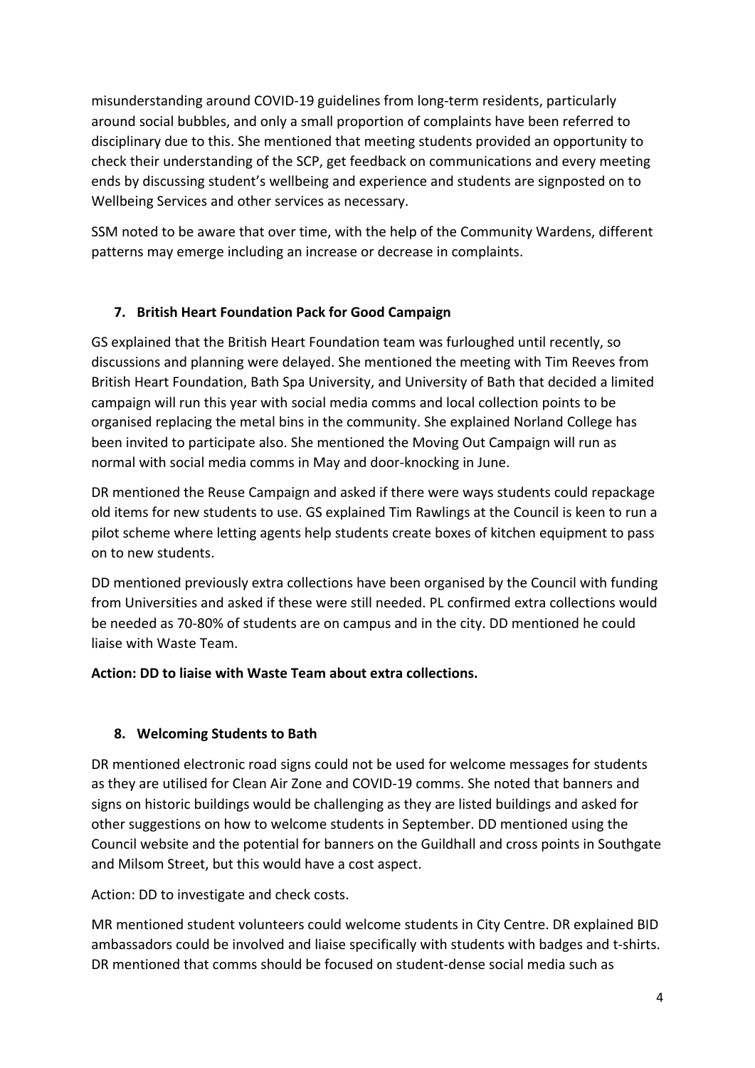misunderstanding around COVID-19 guidelines from long-term residents, particularly around social bubbles, and only a small proportion of complaints have been referred to disciplinary due to this. She mentioned that meeting students provided an opportunity to check their understanding of the SCP, get feedback on communications and every meeting ends by discussing student's wellbeing and experience and students are signposted on to Wellbeing Services and other services as necessary.

SSM noted to be aware that over time, with the help of the Community Wardens, different patterns may emerge including an increase or decrease in complaints.

## 7. British Heart Foundation Pack for Good Campaign

GS explained that the British Heart Foundation team was furloughed until recently, so discussions and planning were delayed. She mentioned the meeting with Tim Reeves from British Heart Foundation, Bath Spa University, and University of Bath that decided a limited campaign will run this year with social media comms and local collection points to be organised replacing the metal bins in the community. She explained Norland College has been invited to participate also. She mentioned the Moving Out Campaign will run as normal with social media comms in May and door-knocking in June.

DR mentioned the Reuse Campaign and asked if there were ways students could repackage old items for new students to use. GS explained Tim Rawlings at the Council is keen to run a pilot scheme where letting agents help students create boxes of kitchen equipment to pass on to new students.

DD mentioned previously extra collections have been organised by the Council with funding from Universities and asked if these were still needed. PL confirmed extra collections would be needed as 70-80% of students are on campus and in the city. DD mentioned he could liaise with Waste Team.

**Action: DD to liaise with Waste Team about extra collections.**

## 8. Welcoming Students to Bath

DR mentioned electronic road signs could not be used for welcome messages for students as they are utilised for Clean Air Zone and COVID-19 comms. She noted that banners and signs on historic buildings would be challenging as they are listed buildings and asked for other suggestions on how to welcome students in September. DD mentioned using the Council website and the potential for banners on the Guildhall and cross points in Southgate and Milsom Street, but this would have a cost aspect.

Action: DD to investigate and check costs.

MR mentioned student volunteers could welcome students in City Centre. DR explained BID ambassadors could be involved and liaise specifically with students with badges and t-shirts. DR mentioned that comms should be focused on student-dense social media such as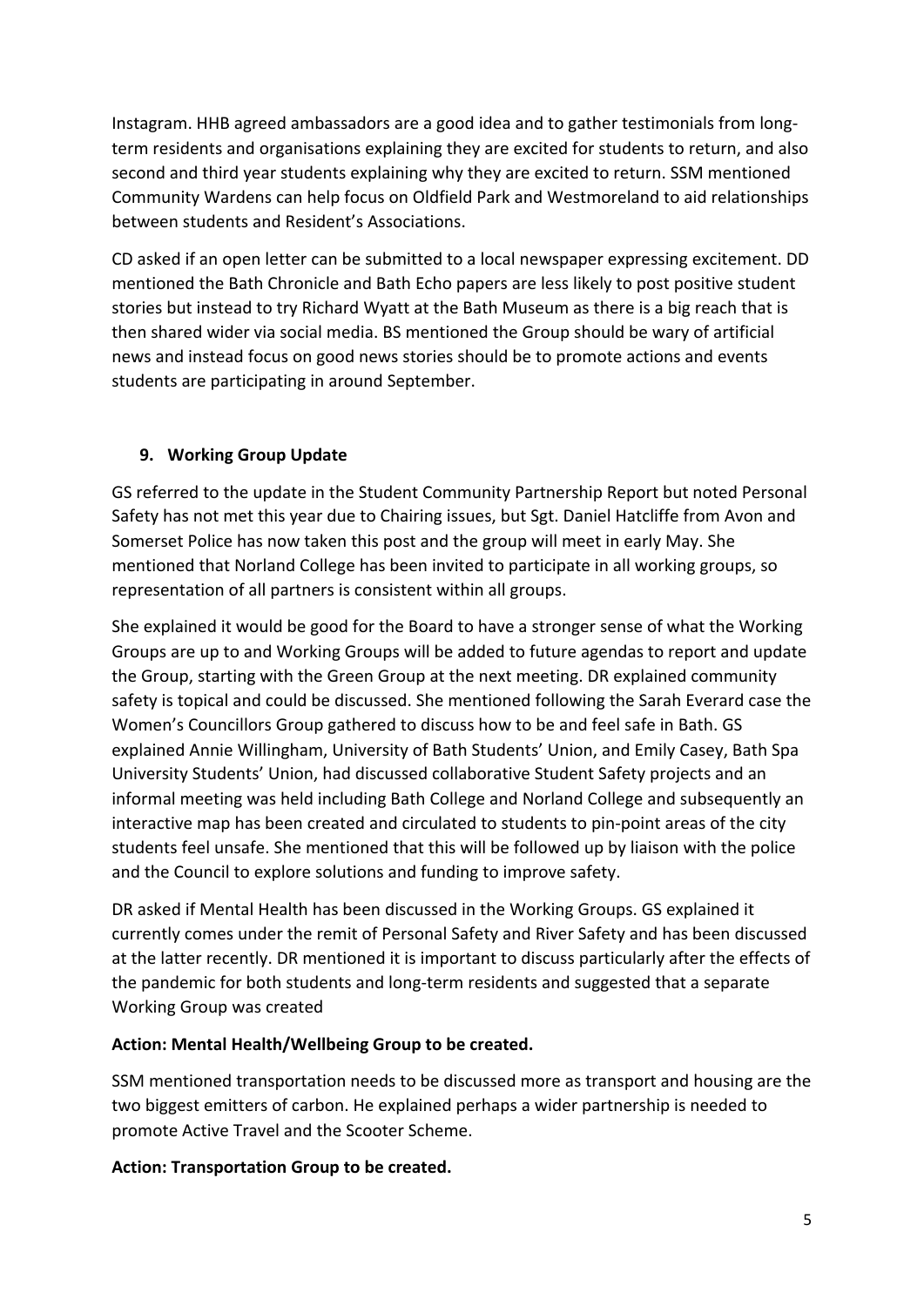Instagram. HHB agreed ambassadors are a good idea and to gather testimonials from long-term residents and organisations explaining they are excited for students to return, and also second and third year students explaining why they are excited to return. SSM mentioned Community Wardens can help focus on Oldfield Park and Westmoreland to aid relationships between students and Resident's Associations.

CD asked if an open letter can be submitted to a local newspaper expressing excitement. DD mentioned the Bath Chronicle and Bath Echo papers are less likely to post positive student stories but instead to try Richard Wyatt at the Bath Museum as there is a big reach that is then shared wider via social media. BS mentioned the Group should be wary of artificial news and instead focus on good news stories should be to promote actions and events students are participating in around September.

## 9. Working Group Update

GS referred to the update in the Student Community Partnership Report but noted Personal Safety has not met this year due to Chairing issues, but Sgt. Daniel Hatcliffe from Avon and Somerset Police has now taken this post and the group will meet in early May. She mentioned that Norland College has been invited to participate in all working groups, so representation of all partners is consistent within all groups.

She explained it would be good for the Board to have a stronger sense of what the Working Groups are up to and Working Groups will be added to future agendas to report and update the Group, starting with the Green Group at the next meeting. DR explained community safety is topical and could be discussed. She mentioned following the Sarah Everard case the Women's Councillors Group gathered to discuss how to be and feel safe in Bath. GS explained Annie Willingham, University of Bath Students' Union, and Emily Casey, Bath Spa University Students' Union, had discussed collaborative Student Safety projects and an informal meeting was held including Bath College and Norland College and subsequently an interactive map has been created and circulated to students to pin-point areas of the city students feel unsafe. She mentioned that this will be followed up by liaison with the police and the Council to explore solutions and funding to improve safety.

DR asked if Mental Health has been discussed in the Working Groups. GS explained it currently comes under the remit of Personal Safety and River Safety and has been discussed at the latter recently. DR mentioned it is important to discuss particularly after the effects of the pandemic for both students and long-term residents and suggested that a separate Working Group was created

**Action: Mental Health/Wellbeing Group to be created.**

SSM mentioned transportation needs to be discussed more as transport and housing are the two biggest emitters of carbon. He explained perhaps a wider partnership is needed to promote Active Travel and the Scooter Scheme.

**Action: Transportation Group to be created.**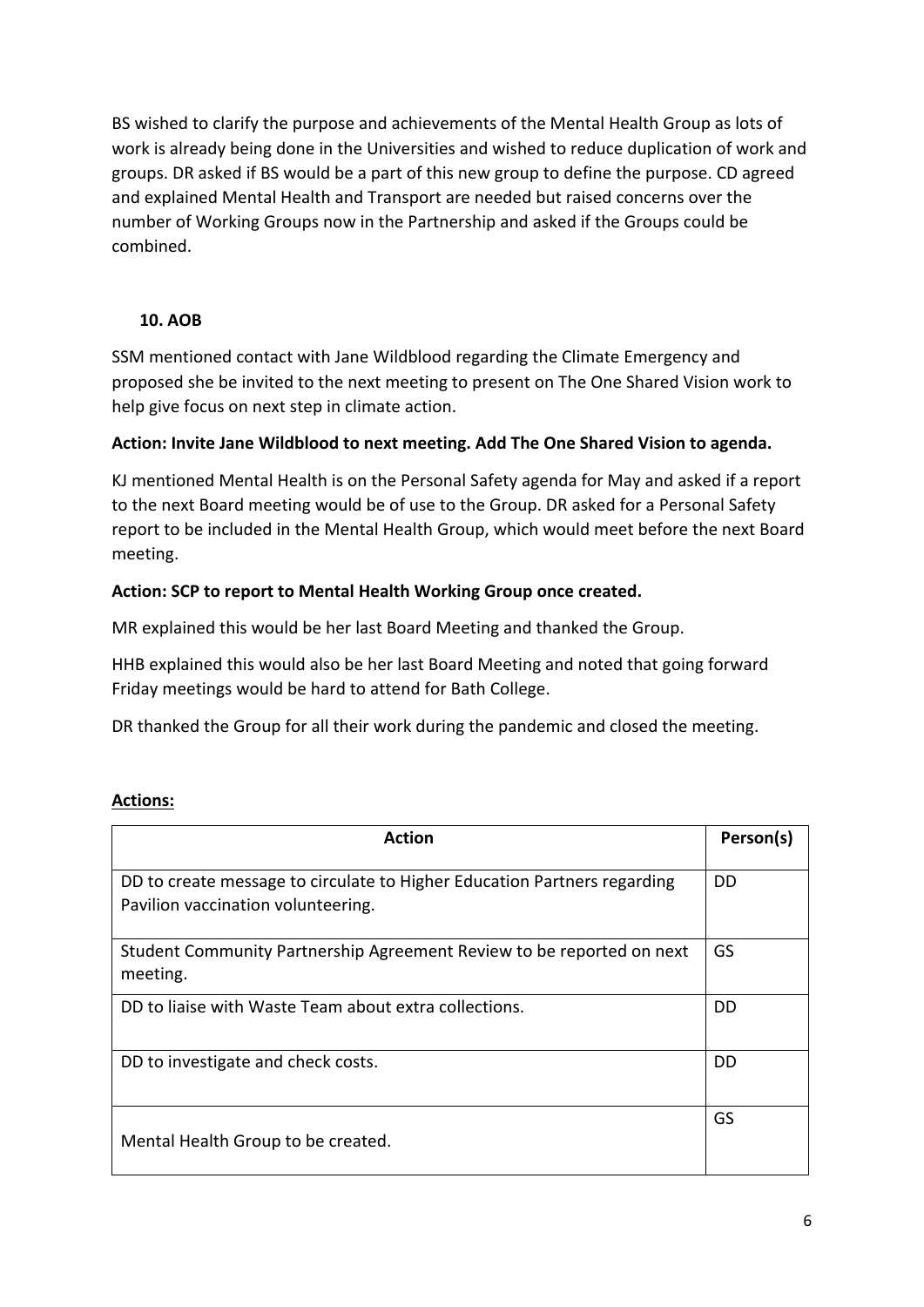BS wished to clarify the purpose and achievements of the Mental Health Group as lots of work is already being done in the Universities and wished to reduce duplication of work and groups. DR asked if BS would be a part of this new group to define the purpose. CD agreed and explained Mental Health and Transport are needed but raised concerns over the number of Working Groups now in the Partnership and asked if the Groups could be combined.

### 10. AOB

SSM mentioned contact with Jane Wildblood regarding the Climate Emergency and proposed she be invited to the next meeting to present on The One Shared Vision work to help give focus on next step in climate action.

**Action: Invite Jane Wildblood to next meeting. Add The One Shared Vision to agenda.**

KJ mentioned Mental Health is on the Personal Safety agenda for May and asked if a report to the next Board meeting would be of use to the Group. DR asked for a Personal Safety report to be included in the Mental Health Group, which would meet before the next Board meeting.

**Action: SCP to report to Mental Health Working Group once created.**

MR explained this would be her last Board Meeting and thanked the Group.

HHB explained this would also be her last Board Meeting and noted that going forward Friday meetings would be hard to attend for Bath College.

DR thanked the Group for all their work during the pandemic and closed the meeting.

**Actions:**

| Action | Person(s) |
|---|---|
| DD to create message to circulate to Higher Education Partners regarding Pavilion vaccination volunteering. | DD |
| Student Community Partnership Agreement Review to be reported on next meeting. | GS |
| DD to liaise with Waste Team about extra collections. | DD |
| DD to investigate and check costs. | DD |
| Mental Health Group to be created. | GS |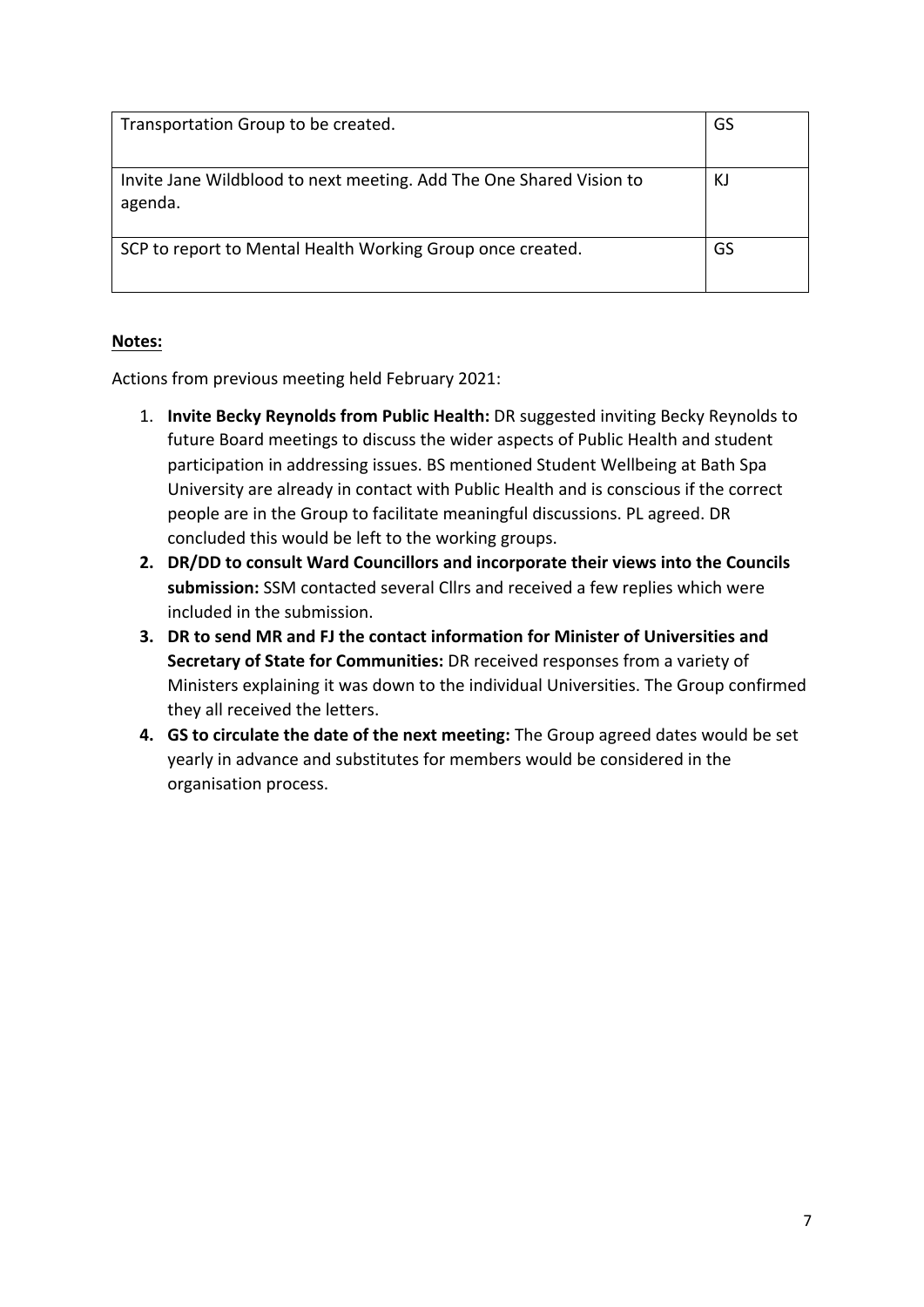| | |
|---|---|
| Transportation Group to be created. | GS |
| Invite Jane Wildblood to next meeting. Add The One Shared Vision to agenda. | KJ |
| SCP to report to Mental Health Working Group once created. | GS |

**Notes:**

Actions from previous meeting held February 2021:

1. **Invite Becky Reynolds from Public Health:** DR suggested inviting Becky Reynolds to future Board meetings to discuss the wider aspects of Public Health and student participation in addressing issues. BS mentioned Student Wellbeing at Bath Spa University are already in contact with Public Health and is conscious if the correct people are in the Group to facilitate meaningful discussions. PL agreed. DR concluded this would be left to the working groups.
2. **DR/DD to consult Ward Councillors and incorporate their views into the Councils submission:** SSM contacted several Cllrs and received a few replies which were included in the submission.
3. **DR to send MR and FJ the contact information for Minister of Universities and Secretary of State for Communities:** DR received responses from a variety of Ministers explaining it was down to the individual Universities. The Group confirmed they all received the letters.
4. **GS to circulate the date of the next meeting:** The Group agreed dates would be set yearly in advance and substitutes for members would be considered in the organisation process.